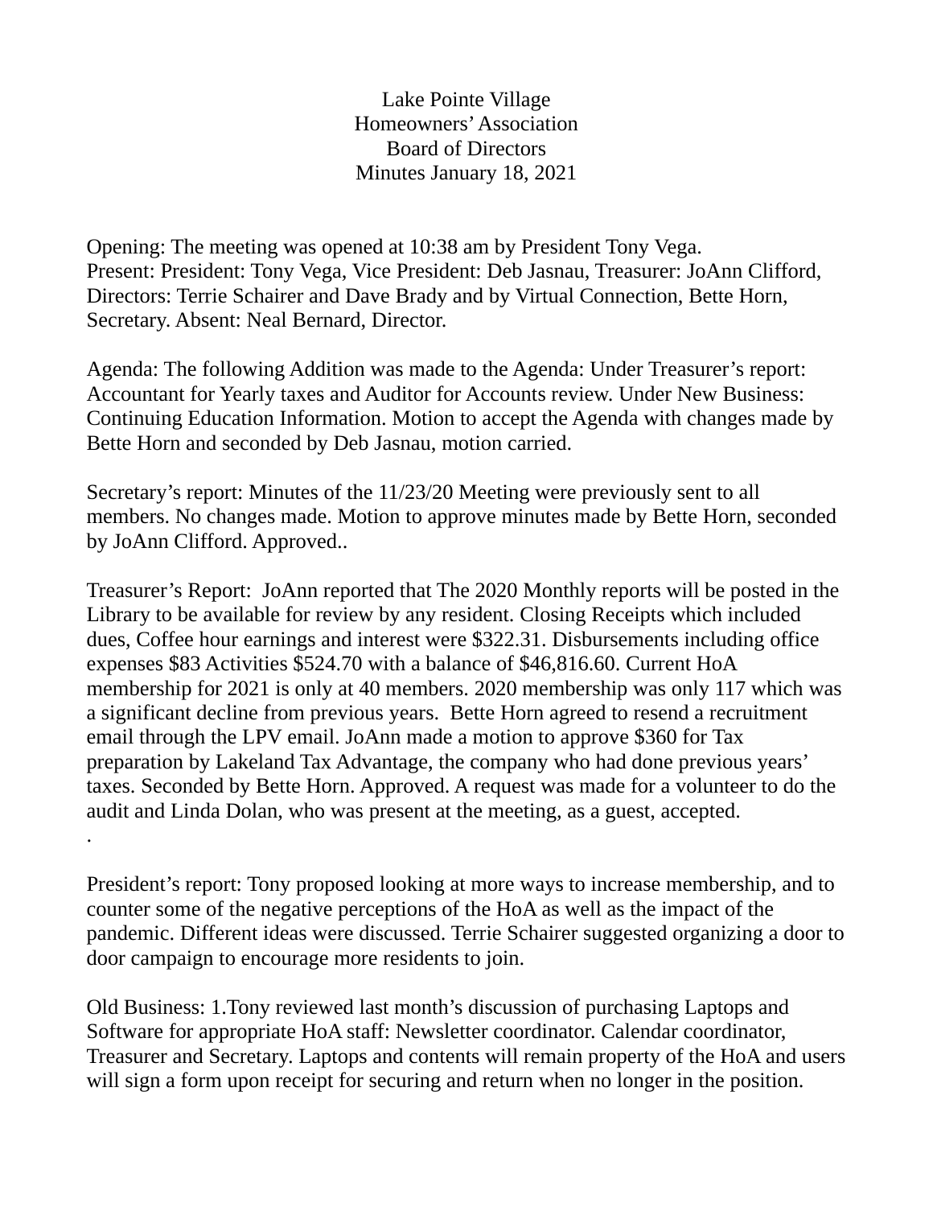Lake Pointe Village
Homeowners' Association
Board of Directors
Minutes January 18, 2021

Opening: The meeting was opened at 10:38 am by President Tony Vega.
Present: President: Tony Vega, Vice President: Deb Jasnau, Treasurer: JoAnn Clifford, Directors: Terrie Schairer and Dave Brady and by Virtual Connection, Bette Horn, Secretary. Absent: Neal Bernard, Director.

Agenda: The following Addition was made to the Agenda: Under Treasurer's report: Accountant for Yearly taxes and Auditor for Accounts review. Under New Business: Continuing Education Information. Motion to accept the Agenda with changes made by Bette Horn and seconded by Deb Jasnau, motion carried.

Secretary's report: Minutes of the 11/23/20 Meeting were previously sent to all members. No changes made. Motion to approve minutes made by Bette Horn, seconded by JoAnn Clifford. Approved..

Treasurer's Report: JoAnn reported that The 2020 Monthly reports will be posted in the Library to be available for review by any resident. Closing Receipts which included dues, Coffee hour earnings and interest were $322.31. Disbursements including office expenses $83 Activities $524.70 with a balance of $46,816.60. Current HoA membership for 2021 is only at 40 members. 2020 membership was only 117 which was a significant decline from previous years. Bette Horn agreed to resend a recruitment email through the LPV email. JoAnn made a motion to approve $360 for Tax preparation by Lakeland Tax Advantage, the company who had done previous years' taxes. Seconded by Bette Horn. Approved. A request was made for a volunteer to do the audit and Linda Dolan, who was present at the meeting, as a guest, accepted.
.

President's report: Tony proposed looking at more ways to increase membership, and to counter some of the negative perceptions of the HoA as well as the impact of the pandemic. Different ideas were discussed. Terrie Schairer suggested organizing a door to door campaign to encourage more residents to join.

Old Business: 1.Tony reviewed last month's discussion of purchasing Laptops and Software for appropriate HoA staff: Newsletter coordinator. Calendar coordinator, Treasurer and Secretary. Laptops and contents will remain property of the HoA and users will sign a form upon receipt for securing and return when no longer in the position.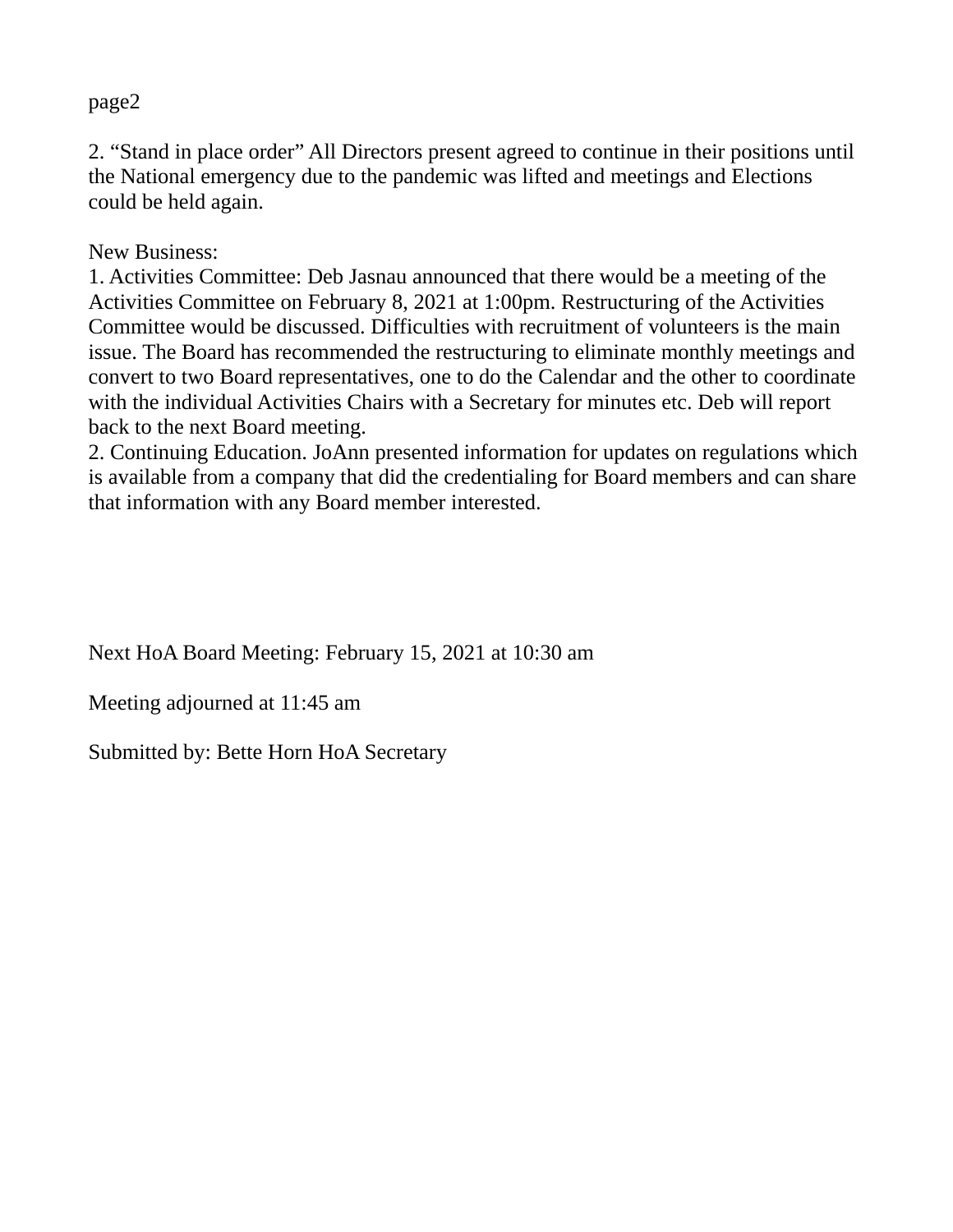page2

2. “Stand in place order” All Directors present agreed to continue in their positions until the National emergency due to the pandemic was lifted and meetings and Elections could be held again.

New Business:

1. Activities Committee: Deb Jasnau announced that there would be a meeting of the Activities Committee on February 8, 2021 at 1:00pm. Restructuring of the Activities Committee would be discussed. Difficulties with recruitment of volunteers is the main issue. The Board has recommended the restructuring to eliminate monthly meetings and convert to two Board representatives, one to do the Calendar and the other to coordinate with the individual Activities Chairs with a Secretary for minutes etc. Deb will report back to the next Board meeting.
2. Continuing Education. JoAnn presented information for updates on regulations which is available from a company that did the credentialing for Board members and can share that information with any Board member interested.

Next HoA Board Meeting: February 15, 2021 at 10:30 am

Meeting adjourned at 11:45 am

Submitted by: Bette Horn HoA Secretary